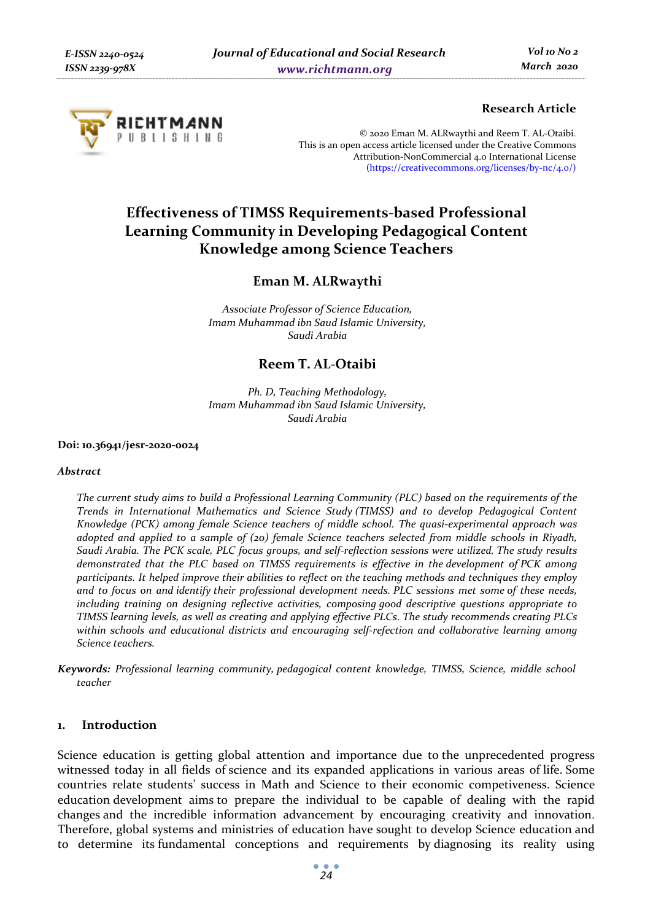**Research Article**

© 2020 Eman M. ALRwaythi and Reem T. AL-Otaibi.
This is an open access article licensed under the Creative Commons
Attribution-NonCommercial 4.0 International License
(https://creativecommons.org/licenses/by-nc/4.0/)

# Effectiveness of TIMSS Requirements-based Professional Learning Community in Developing Pedagogical Content Knowledge among Science Teachers

## Eman M. ALRwaythi

*Associate Professor of Science Education,*
*Imam Muhammad ibn Saud Islamic University,*
*Saudi Arabia*

## Reem T. AL-Otaibi

*Ph. D, Teaching Methodology,*
*Imam Muhammad ibn Saud Islamic University,*
*Saudi Arabia*

**Doi: 10.36941/jesr-2020-0024**

***Abstract***

*The current study aims to build a Professional Learning Community (PLC) based on the requirements of the Trends in International Mathematics and Science Study (TIMSS) and to develop Pedagogical Content Knowledge (PCK) among female Science teachers of middle school. The quasi-experimental approach was adopted and applied to a sample of (20) female Science teachers selected from middle schools in Riyadh, Saudi Arabia. The PCK scale, PLC focus groups, and self-reflection sessions were utilized. The study results demonstrated that the PLC based on TIMSS requirements is effective in the development of PCK among participants. It helped improve their abilities to reflect on the teaching methods and techniques they employ and to focus on and identify their professional development needs. PLC sessions met some of these needs, including training on designing reflective activities, composing good descriptive questions appropriate to TIMSS learning levels, as well as creating and applying effective PLCs. The study recommends creating PLCs within schools and educational districts and encouraging self-refection and collaborative learning among Science teachers.*

**Keywords:** *Professional learning community, pedagogical content knowledge, TIMSS, Science, middle school teacher*

## 1. Introduction

Science education is getting global attention and importance due to the unprecedented progress witnessed today in all fields of science and its expanded applications in various areas of life. Some countries relate students' success in Math and Science to their economic competiveness. Science education development aims to prepare the individual to be capable of dealing with the rapid changes and the incredible information advancement by encouraging creativity and innovation. Therefore, global systems and ministries of education have sought to develop Science education and to determine its fundamental conceptions and requirements by diagnosing its reality using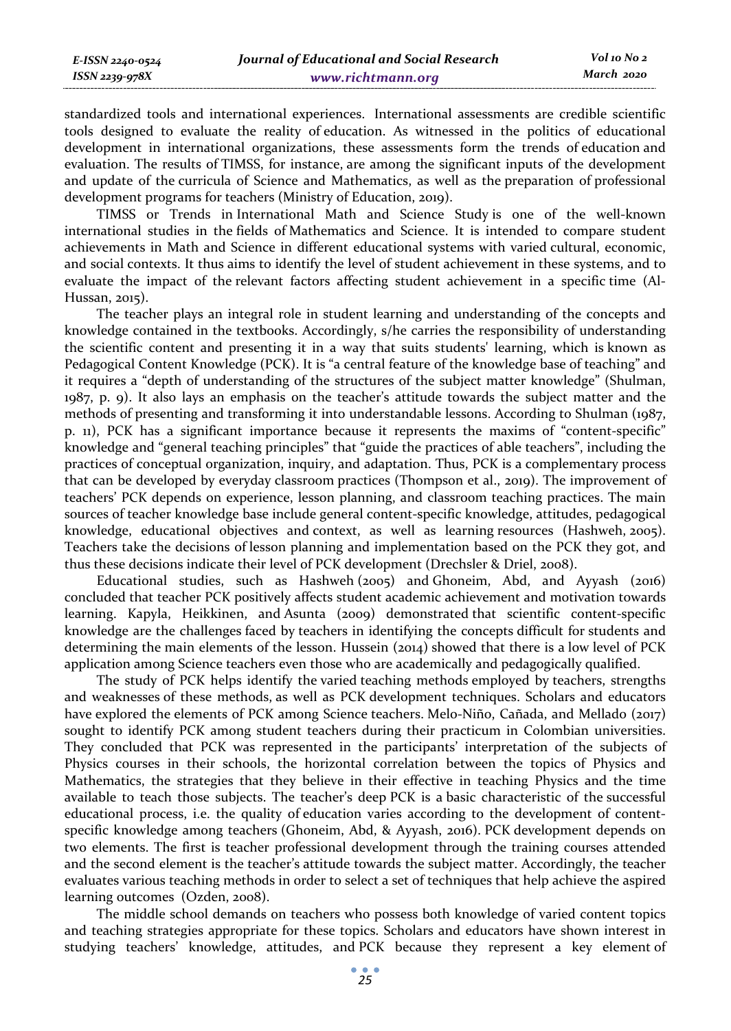standardized tools and international experiences. International assessments are credible scientific tools designed to evaluate the reality of education. As witnessed in the politics of educational development in international organizations, these assessments form the trends of education and evaluation. The results of TIMSS, for instance, are among the significant inputs of the development and update of the curricula of Science and Mathematics, as well as the preparation of professional development programs for teachers (Ministry of Education, 2019).

TIMSS or Trends in International Math and Science Study is one of the well-known international studies in the fields of Mathematics and Science. It is intended to compare student achievements in Math and Science in different educational systems with varied cultural, economic, and social contexts. It thus aims to identify the level of student achievement in these systems, and to evaluate the impact of the relevant factors affecting student achievement in a specific time (Al-Hussan, 2015).

The teacher plays an integral role in student learning and understanding of the concepts and knowledge contained in the textbooks. Accordingly, s/he carries the responsibility of understanding the scientific content and presenting it in a way that suits students' learning, which is known as Pedagogical Content Knowledge (PCK). It is "a central feature of the knowledge base of teaching" and it requires a "depth of understanding of the structures of the subject matter knowledge" (Shulman, 1987, p. 9). It also lays an emphasis on the teacher's attitude towards the subject matter and the methods of presenting and transforming it into understandable lessons. According to Shulman (1987, p. 11), PCK has a significant importance because it represents the maxims of "content-specific" knowledge and "general teaching principles" that "guide the practices of able teachers", including the practices of conceptual organization, inquiry, and adaptation. Thus, PCK is a complementary process that can be developed by everyday classroom practices (Thompson et al., 2019). The improvement of teachers' PCK depends on experience, lesson planning, and classroom teaching practices. The main sources of teacher knowledge base include general content-specific knowledge, attitudes, pedagogical knowledge, educational objectives and context, as well as learning resources (Hashweh, 2005). Teachers take the decisions of lesson planning and implementation based on the PCK they got, and thus these decisions indicate their level of PCK development (Drechsler & Driel, 2008).

Educational studies, such as Hashweh (2005) and Ghoneim, Abd, and Ayyash (2016) concluded that teacher PCK positively affects student academic achievement and motivation towards learning. Kapyla, Heikkinen, and Asunta (2009) demonstrated that scientific content-specific knowledge are the challenges faced by teachers in identifying the concepts difficult for students and determining the main elements of the lesson. Hussein (2014) showed that there is a low level of PCK application among Science teachers even those who are academically and pedagogically qualified.

The study of PCK helps identify the varied teaching methods employed by teachers, strengths and weaknesses of these methods, as well as PCK development techniques. Scholars and educators have explored the elements of PCK among Science teachers. Melo-Niño, Cañada, and Mellado (2017) sought to identify PCK among student teachers during their practicum in Colombian universities. They concluded that PCK was represented in the participants' interpretation of the subjects of Physics courses in their schools, the horizontal correlation between the topics of Physics and Mathematics, the strategies that they believe in their effective in teaching Physics and the time available to teach those subjects. The teacher's deep PCK is a basic characteristic of the successful educational process, i.e. the quality of education varies according to the development of content-specific knowledge among teachers (Ghoneim, Abd, & Ayyash, 2016). PCK development depends on two elements. The first is teacher professional development through the training courses attended and the second element is the teacher's attitude towards the subject matter. Accordingly, the teacher evaluates various teaching methods in order to select a set of techniques that help achieve the aspired learning outcomes (Ozden, 2008).

The middle school demands on teachers who possess both knowledge of varied content topics and teaching strategies appropriate for these topics. Scholars and educators have shown interest in studying teachers' knowledge, attitudes, and PCK because they represent a key element of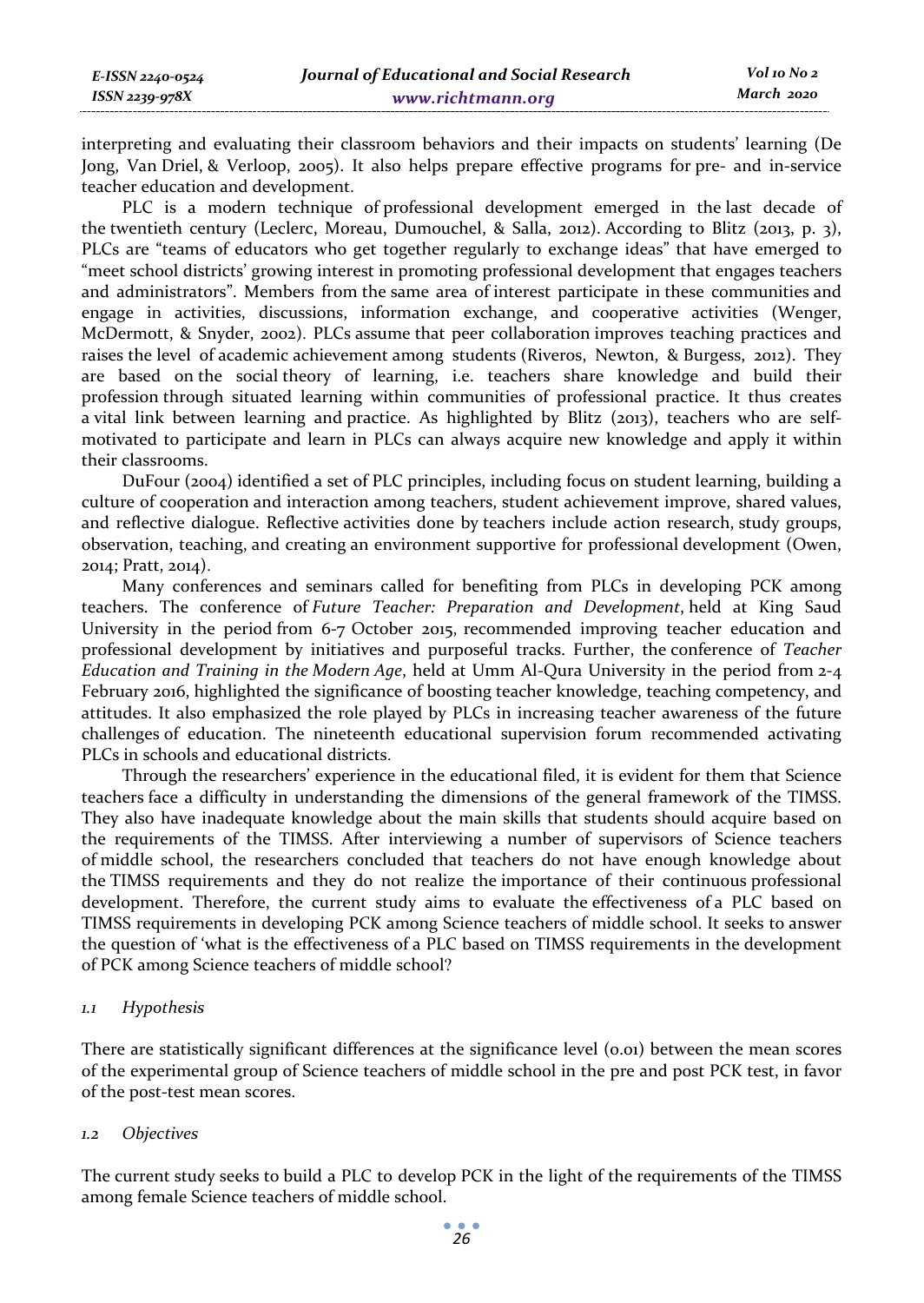interpreting and evaluating their classroom behaviors and their impacts on students' learning (De Jong, Van Driel, & Verloop, 2005). It also helps prepare effective programs for pre- and in-service teacher education and development.

PLC is a modern technique of professional development emerged in the last decade of the twentieth century (Leclerc, Moreau, Dumouchel, & Salla, 2012). According to Blitz (2013, p. 3), PLCs are "teams of educators who get together regularly to exchange ideas" that have emerged to "meet school districts' growing interest in promoting professional development that engages teachers and administrators". Members from the same area of interest participate in these communities and engage in activities, discussions, information exchange, and cooperative activities (Wenger, McDermott, & Snyder, 2002). PLCs assume that peer collaboration improves teaching practices and raises the level of academic achievement among students (Riveros, Newton, & Burgess, 2012). They are based on the social theory of learning, i.e. teachers share knowledge and build their profession through situated learning within communities of professional practice. It thus creates a vital link between learning and practice. As highlighted by Blitz (2013), teachers who are self-motivated to participate and learn in PLCs can always acquire new knowledge and apply it within their classrooms.

DuFour (2004) identified a set of PLC principles, including focus on student learning, building a culture of cooperation and interaction among teachers, student achievement improve, shared values, and reflective dialogue. Reflective activities done by teachers include action research, study groups, observation, teaching, and creating an environment supportive for professional development (Owen, 2014; Pratt, 2014).

Many conferences and seminars called for benefiting from PLCs in developing PCK among teachers. The conference of *Future Teacher: Preparation and Development*, held at King Saud University in the period from 6-7 October 2015, recommended improving teacher education and professional development by initiatives and purposeful tracks. Further, the conference of *Teacher Education and Training in the Modern Age*, held at Umm Al-Qura University in the period from 2-4 February 2016, highlighted the significance of boosting teacher knowledge, teaching competency, and attitudes. It also emphasized the role played by PLCs in increasing teacher awareness of the future challenges of education. The nineteenth educational supervision forum recommended activating PLCs in schools and educational districts.

Through the researchers' experience in the educational filed, it is evident for them that Science teachers face a difficulty in understanding the dimensions of the general framework of the TIMSS. They also have inadequate knowledge about the main skills that students should acquire based on the requirements of the TIMSS. After interviewing a number of supervisors of Science teachers of middle school, the researchers concluded that teachers do not have enough knowledge about the TIMSS requirements and they do not realize the importance of their continuous professional development. Therefore, the current study aims to evaluate the effectiveness of a PLC based on TIMSS requirements in developing PCK among Science teachers of middle school. It seeks to answer the question of 'what is the effectiveness of a PLC based on TIMSS requirements in the development of PCK among Science teachers of middle school?

### 1.1 *Hypothesis*

There are statistically significant differences at the significance level (0.01) between the mean scores of the experimental group of Science teachers of middle school in the pre and post PCK test, in favor of the post-test mean scores.

### 1.2 *Objectives*

The current study seeks to build a PLC to develop PCK in the light of the requirements of the TIMSS among female Science teachers of middle school.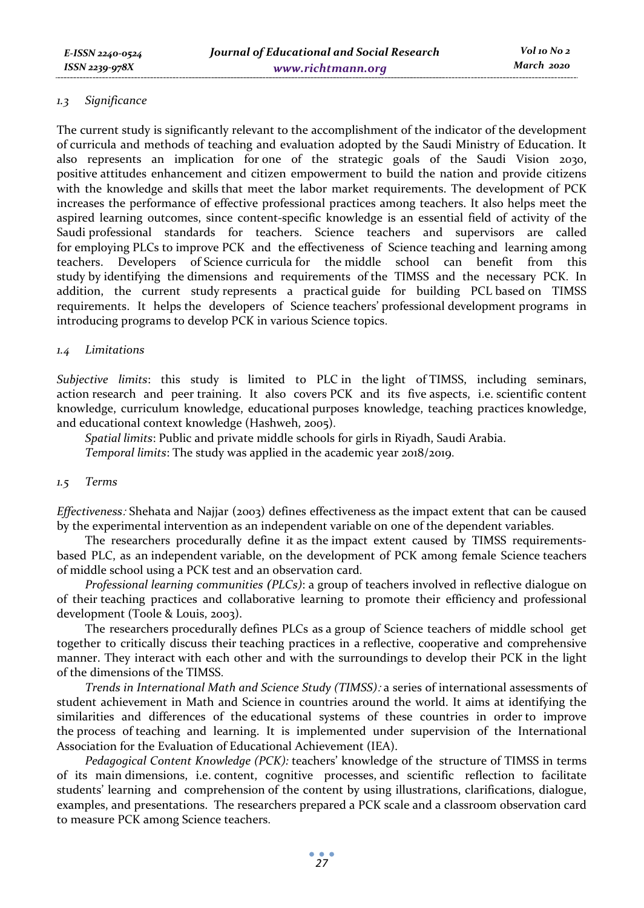### 1.3 Significance

The current study is significantly relevant to the accomplishment of the indicator of the development of curricula and methods of teaching and evaluation adopted by the Saudi Ministry of Education. It also represents an implication for one of the strategic goals of the Saudi Vision 2030, positive attitudes enhancement and citizen empowerment to build the nation and provide citizens with the knowledge and skills that meet the labor market requirements. The development of PCK increases the performance of effective professional practices among teachers. It also helps meet the aspired learning outcomes, since content-specific knowledge is an essential field of activity of the Saudi professional standards for teachers. Science teachers and supervisors are called for employing PLCs to improve PCK and the effectiveness of Science teaching and learning among teachers. Developers of Science curricula for the middle school can benefit from this study by identifying the dimensions and requirements of the TIMSS and the necessary PCK. In addition, the current study represents a practical guide for building PCL based on TIMSS requirements. It helps the developers of Science teachers' professional development programs in introducing programs to develop PCK in various Science topics.

### 1.4 Limitations

*Subjective limits*: this study is limited to PLC in the light of TIMSS, including seminars, action research and peer training. It also covers PCK and its five aspects, i.e. scientific content knowledge, curriculum knowledge, educational purposes knowledge, teaching practices knowledge, and educational context knowledge (Hashweh, 2005).

*Spatial limits*: Public and private middle schools for girls in Riyadh, Saudi Arabia.

*Temporal limits*: The study was applied in the academic year 2018/2019.

### 1.5 Terms

*Effectiveness:* Shehata and Najjar (2003) defines effectiveness as the impact extent that can be caused by the experimental intervention as an independent variable on one of the dependent variables.

The researchers procedurally define it as the impact extent caused by TIMSS requirements-based PLC, as an independent variable, on the development of PCK among female Science teachers of middle school using a PCK test and an observation card.

*Professional learning communities (PLCs)*: a group of teachers involved in reflective dialogue on of their teaching practices and collaborative learning to promote their efficiency and professional development (Toole & Louis, 2003).

The researchers procedurally defines PLCs as a group of Science teachers of middle school get together to critically discuss their teaching practices in a reflective, cooperative and comprehensive manner. They interact with each other and with the surroundings to develop their PCK in the light of the dimensions of the TIMSS.

*Trends in International Math and Science Study (TIMSS):* a series of international assessments of student achievement in Math and Science in countries around the world. It aims at identifying the similarities and differences of the educational systems of these countries in order to improve the process of teaching and learning. It is implemented under supervision of the International Association for the Evaluation of Educational Achievement (IEA).

*Pedagogical Content Knowledge (PCK):* teachers' knowledge of the structure of TIMSS in terms of its main dimensions, i.e. content, cognitive processes, and scientific reflection to facilitate students' learning and comprehension of the content by using illustrations, clarifications, dialogue, examples, and presentations. The researchers prepared a PCK scale and a classroom observation card to measure PCK among Science teachers.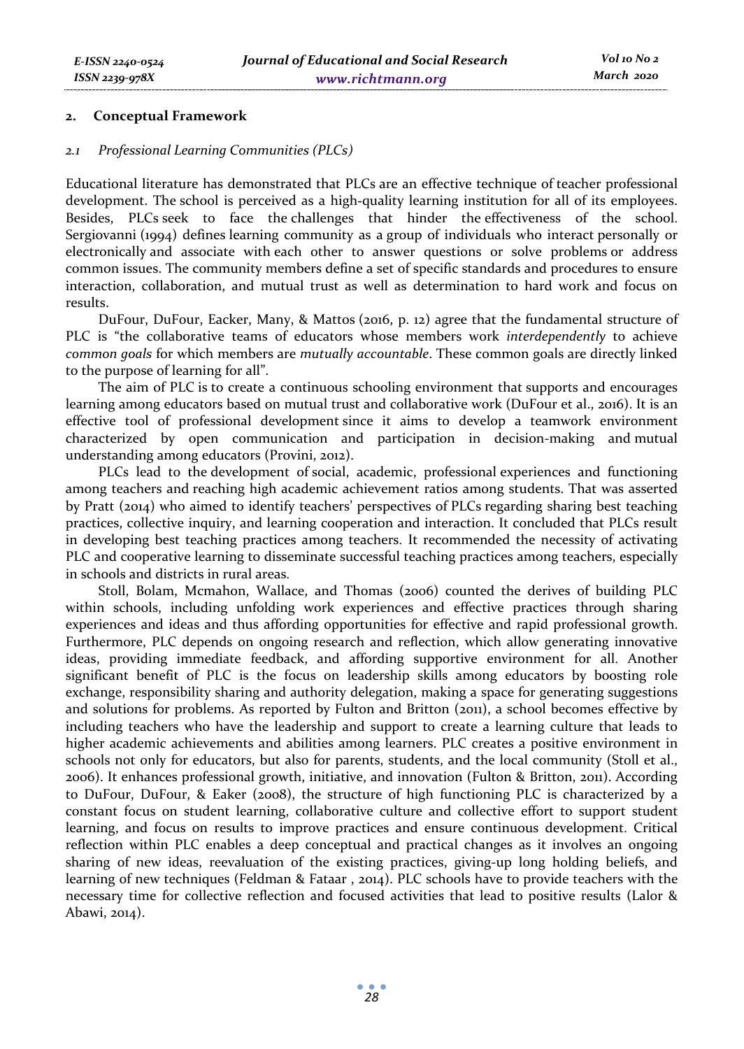## 2. Conceptual Framework

### *2.1 Professional Learning Communities (PLCs)*

Educational literature has demonstrated that PLCs are an effective technique of teacher professional development. The school is perceived as a high-quality learning institution for all of its employees. Besides, PLCs seek to face the challenges that hinder the effectiveness of the school. Sergiovanni (1994) defines learning community as a group of individuals who interact personally or electronically and associate with each other to answer questions or solve problems or address common issues. The community members define a set of specific standards and procedures to ensure interaction, collaboration, and mutual trust as well as determination to hard work and focus on results.

DuFour, DuFour, Eacker, Many, & Mattos (2016, p. 12) agree that the fundamental structure of PLC is "the collaborative teams of educators whose members work *interdependently* to achieve *common goals* for which members are *mutually accountable*. These common goals are directly linked to the purpose of learning for all".

The aim of PLC is to create a continuous schooling environment that supports and encourages learning among educators based on mutual trust and collaborative work (DuFour et al., 2016). It is an effective tool of professional development since it aims to develop a teamwork environment characterized by open communication and participation in decision-making and mutual understanding among educators (Provini, 2012).

PLCs lead to the development of social, academic, professional experiences and functioning among teachers and reaching high academic achievement ratios among students. That was asserted by Pratt (2014) who aimed to identify teachers' perspectives of PLCs regarding sharing best teaching practices, collective inquiry, and learning cooperation and interaction. It concluded that PLCs result in developing best teaching practices among teachers. It recommended the necessity of activating PLC and cooperative learning to disseminate successful teaching practices among teachers, especially in schools and districts in rural areas.

Stoll, Bolam, Mcmahon, Wallace, and Thomas (2006) counted the derives of building PLC within schools, including unfolding work experiences and effective practices through sharing experiences and ideas and thus affording opportunities for effective and rapid professional growth. Furthermore, PLC depends on ongoing research and reflection, which allow generating innovative ideas, providing immediate feedback, and affording supportive environment for all. Another significant benefit of PLC is the focus on leadership skills among educators by boosting role exchange, responsibility sharing and authority delegation, making a space for generating suggestions and solutions for problems. As reported by Fulton and Britton (2011), a school becomes effective by including teachers who have the leadership and support to create a learning culture that leads to higher academic achievements and abilities among learners. PLC creates a positive environment in schools not only for educators, but also for parents, students, and the local community (Stoll et al., 2006). It enhances professional growth, initiative, and innovation (Fulton & Britton, 2011). According to DuFour, DuFour, & Eaker (2008), the structure of high functioning PLC is characterized by a constant focus on student learning, collaborative culture and collective effort to support student learning, and focus on results to improve practices and ensure continuous development. Critical reflection within PLC enables a deep conceptual and practical changes as it involves an ongoing sharing of new ideas, reevaluation of the existing practices, giving-up long holding beliefs, and learning of new techniques (Feldman & Fataar , 2014). PLC schools have to provide teachers with the necessary time for collective reflection and focused activities that lead to positive results (Lalor & Abawi, 2014).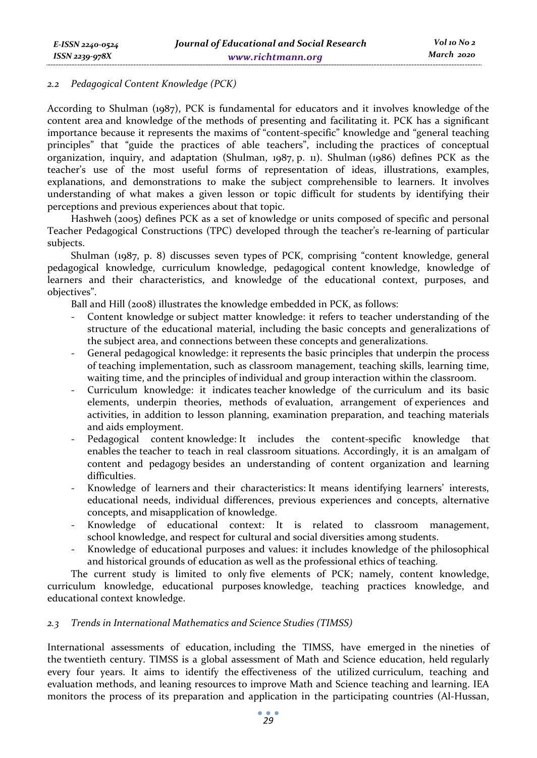### *2.2 Pedagogical Content Knowledge (PCK)*

According to Shulman (1987), PCK is fundamental for educators and it involves knowledge of the content area and knowledge of the methods of presenting and facilitating it. PCK has a significant importance because it represents the maxims of "content-specific" knowledge and "general teaching principles" that "guide the practices of able teachers", including the practices of conceptual organization, inquiry, and adaptation (Shulman, 1987, p. 11). Shulman (1986) defines PCK as the teacher's use of the most useful forms of representation of ideas, illustrations, examples, explanations, and demonstrations to make the subject comprehensible to learners. It involves understanding of what makes a given lesson or topic difficult for students by identifying their perceptions and previous experiences about that topic.

Hashweh (2005) defines PCK as a set of knowledge or units composed of specific and personal Teacher Pedagogical Constructions (TPC) developed through the teacher's re-learning of particular subjects.

Shulman (1987, p. 8) discusses seven types of PCK, comprising "content knowledge, general pedagogical knowledge, curriculum knowledge, pedagogical content knowledge, knowledge of learners and their characteristics, and knowledge of the educational context, purposes, and objectives".

Ball and Hill (2008) illustrates the knowledge embedded in PCK, as follows:

- Content knowledge or subject matter knowledge: it refers to teacher understanding of the structure of the educational material, including the basic concepts and generalizations of the subject area, and connections between these concepts and generalizations.
- General pedagogical knowledge: it represents the basic principles that underpin the process of teaching implementation, such as classroom management, teaching skills, learning time, waiting time, and the principles of individual and group interaction within the classroom.
- Curriculum knowledge: it indicates teacher knowledge of the curriculum and its basic elements, underpin theories, methods of evaluation, arrangement of experiences and activities, in addition to lesson planning, examination preparation, and teaching materials and aids employment.
- Pedagogical content knowledge: It includes the content-specific knowledge that enables the teacher to teach in real classroom situations. Accordingly, it is an amalgam of content and pedagogy besides an understanding of content organization and learning difficulties.
- Knowledge of learners and their characteristics: It means identifying learners' interests, educational needs, individual differences, previous experiences and concepts, alternative concepts, and misapplication of knowledge.
- Knowledge of educational context: It is related to classroom management, school knowledge, and respect for cultural and social diversities among students.
- Knowledge of educational purposes and values: it includes knowledge of the philosophical and historical grounds of education as well as the professional ethics of teaching.

The current study is limited to only five elements of PCK; namely, content knowledge, curriculum knowledge, educational purposes knowledge, teaching practices knowledge, and educational context knowledge.

### *2.3 Trends in International Mathematics and Science Studies (TIMSS)*

International assessments of education, including the TIMSS, have emerged in the nineties of the twentieth century. TIMSS is a global assessment of Math and Science education, held regularly every four years. It aims to identify the effectiveness of the utilized curriculum, teaching and evaluation methods, and leaning resources to improve Math and Science teaching and learning. IEA monitors the process of its preparation and application in the participating countries (Al-Hussan,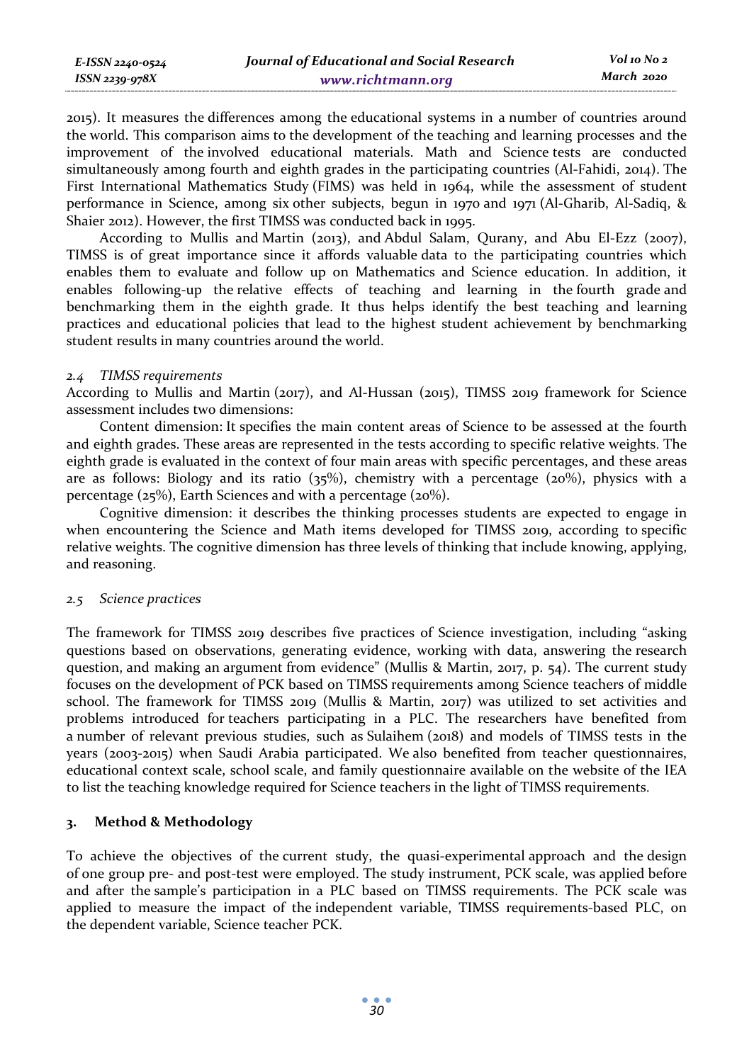2015). It measures the differences among the educational systems in a number of countries around the world. This comparison aims to the development of the teaching and learning processes and the improvement of the involved educational materials. Math and Science tests are conducted simultaneously among fourth and eighth grades in the participating countries (Al-Fahidi, 2014). The First International Mathematics Study (FIMS) was held in 1964, while the assessment of student performance in Science, among six other subjects, begun in 1970 and 1971 (Al-Gharib, Al-Sadiq, & Shaier 2012). However, the first TIMSS was conducted back in 1995.

According to Mullis and Martin (2013), and Abdul Salam, Qurany, and Abu El-Ezz (2007), TIMSS is of great importance since it affords valuable data to the participating countries which enables them to evaluate and follow up on Mathematics and Science education. In addition, it enables following-up the relative effects of teaching and learning in the fourth grade and benchmarking them in the eighth grade. It thus helps identify the best teaching and learning practices and educational policies that lead to the highest student achievement by benchmarking student results in many countries around the world.

### *2.4 TIMSS requirements*

According to Mullis and Martin (2017), and Al-Hussan (2015), TIMSS 2019 framework for Science assessment includes two dimensions:

Content dimension: It specifies the main content areas of Science to be assessed at the fourth and eighth grades. These areas are represented in the tests according to specific relative weights. The eighth grade is evaluated in the context of four main areas with specific percentages, and these areas are as follows: Biology and its ratio (35%), chemistry with a percentage (20%), physics with a percentage (25%), Earth Sciences and with a percentage (20%).

Cognitive dimension: it describes the thinking processes students are expected to engage in when encountering the Science and Math items developed for TIMSS 2019, according to specific relative weights. The cognitive dimension has three levels of thinking that include knowing, applying, and reasoning.

### *2.5 Science practices*

The framework for TIMSS 2019 describes five practices of Science investigation, including "asking questions based on observations, generating evidence, working with data, answering the research question, and making an argument from evidence" (Mullis & Martin, 2017, p. 54). The current study focuses on the development of PCK based on TIMSS requirements among Science teachers of middle school. The framework for TIMSS 2019 (Mullis & Martin, 2017) was utilized to set activities and problems introduced for teachers participating in a PLC. The researchers have benefited from a number of relevant previous studies, such as Sulaihem (2018) and models of TIMSS tests in the years (2003-2015) when Saudi Arabia participated. We also benefited from teacher questionnaires, educational context scale, school scale, and family questionnaire available on the website of the IEA to list the teaching knowledge required for Science teachers in the light of TIMSS requirements.

## 3. Method & Methodology

To achieve the objectives of the current study, the quasi-experimental approach and the design of one group pre- and post-test were employed. The study instrument, PCK scale, was applied before and after the sample's participation in a PLC based on TIMSS requirements. The PCK scale was applied to measure the impact of the independent variable, TIMSS requirements-based PLC, on the dependent variable, Science teacher PCK.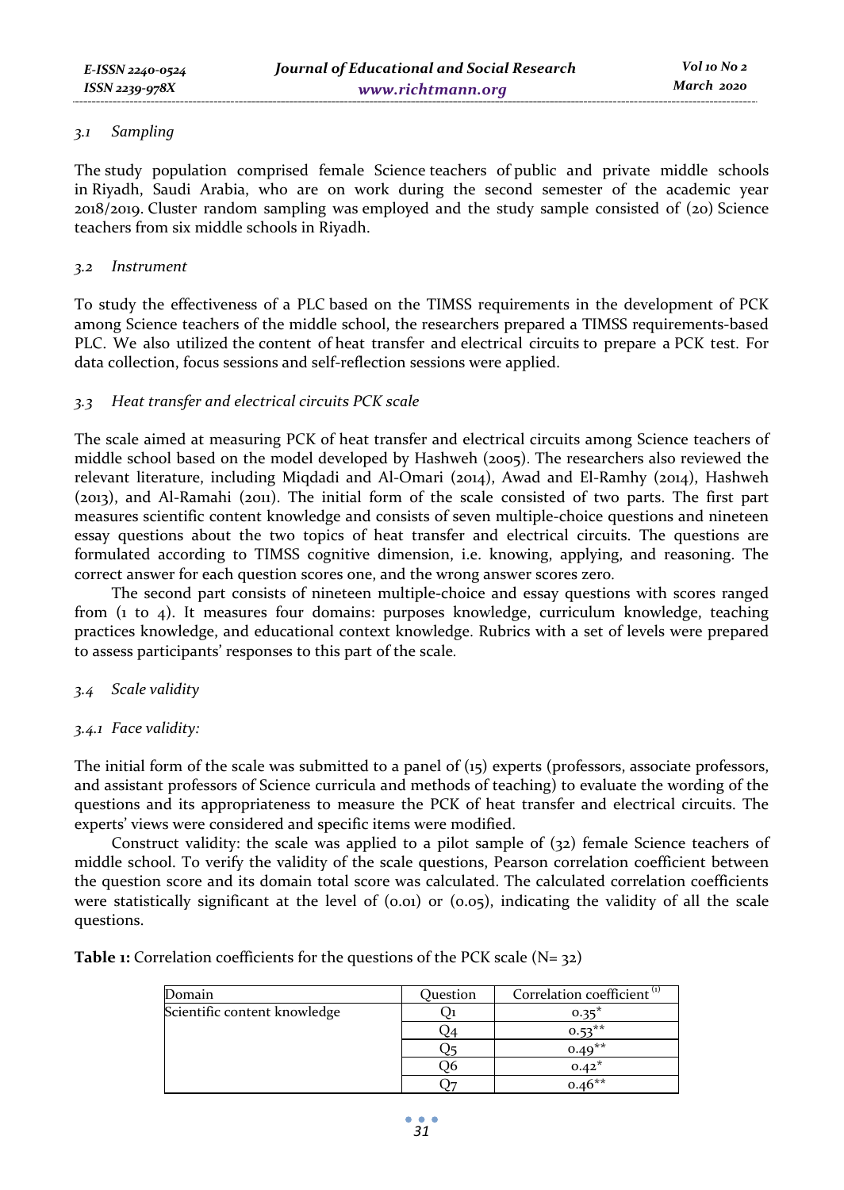### 3.1 Sampling

The study population comprised female Science teachers of public and private middle schools in Riyadh, Saudi Arabia, who are on work during the second semester of the academic year 2018/2019. Cluster random sampling was employed and the study sample consisted of (20) Science teachers from six middle schools in Riyadh.

### 3.2 Instrument

To study the effectiveness of a PLC based on the TIMSS requirements in the development of PCK among Science teachers of the middle school, the researchers prepared a TIMSS requirements-based PLC. We also utilized the content of heat transfer and electrical circuits to prepare a PCK test. For data collection, focus sessions and self-reflection sessions were applied.

### 3.3 Heat transfer and electrical circuits PCK scale

The scale aimed at measuring PCK of heat transfer and electrical circuits among Science teachers of middle school based on the model developed by Hashweh (2005). The researchers also reviewed the relevant literature, including Miqdadi and Al-Omari (2014), Awad and El-Ramhy (2014), Hashweh (2013), and Al-Ramahi (2011). The initial form of the scale consisted of two parts. The first part measures scientific content knowledge and consists of seven multiple-choice questions and nineteen essay questions about the two topics of heat transfer and electrical circuits. The questions are formulated according to TIMSS cognitive dimension, i.e. knowing, applying, and reasoning. The correct answer for each question scores one, and the wrong answer scores zero.

The second part consists of nineteen multiple-choice and essay questions with scores ranged from (1 to 4). It measures four domains: purposes knowledge, curriculum knowledge, teaching practices knowledge, and educational context knowledge. Rubrics with a set of levels were prepared to assess participants' responses to this part of the scale.

### 3.4 Scale validity

#### 3.4.1 Face validity:

The initial form of the scale was submitted to a panel of (15) experts (professors, associate professors, and assistant professors of Science curricula and methods of teaching) to evaluate the wording of the questions and its appropriateness to measure the PCK of heat transfer and electrical circuits. The experts' views were considered and specific items were modified.

Construct validity: the scale was applied to a pilot sample of (32) female Science teachers of middle school. To verify the validity of the scale questions, Pearson correlation coefficient between the question score and its domain total score was calculated. The calculated correlation coefficients were statistically significant at the level of (0.01) or (0.05), indicating the validity of all the scale questions.

**Table 1:** Correlation coefficients for the questions of the PCK scale (N= 32)

| Domain | Question | Correlation coefficient [1] |
|---|---|---|
| Scientific content knowledge | Q1 | 0.35* |
| | Q4 | 0.53** |
| | Q5 | 0.49** |
| | Q6 | 0.42* |
| | Q7 | 0.46** |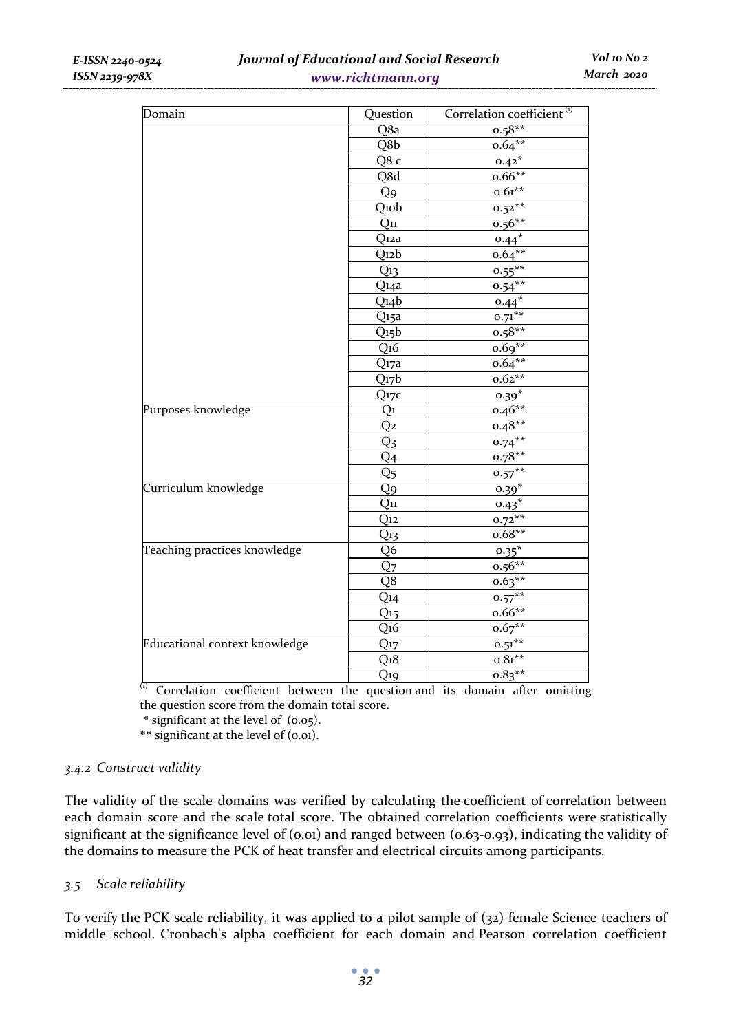| Domain | Question | Correlation coefficient [1] |
|---|---|---|
| | Q8a | 0.58** |
| | Q8b | 0.64** |
| | Q8 c | 0.42* |
| | Q8d | 0.66** |
| | Q9 | 0.61** |
| | Q10b | 0.52** |
| | Q11 | 0.56** |
| | Q12a | 0.44* |
| | Q12b | 0.64** |
| | Q13 | 0.55** |
| | Q14a | 0.54** |
| | Q14b | 0.44* |
| | Q15a | 0.71** |
| | Q15b | 0.58** |
| | Q16 | 0.69** |
| | Q17a | 0.64** |
| | Q17b | 0.62** |
| | Q17c | 0.39* |
| Purposes knowledge | Q1 | 0.46** |
| | Q2 | 0.48** |
| | Q3 | 0.74** |
| | Q4 | 0.78** |
| | Q5 | 0.57** |
| Curriculum knowledge | Q9 | 0.39* |
| | Q11 | 0.43* |
| | Q12 | 0.72** |
| | Q13 | 0.68** |
| Teaching practices knowledge | Q6 | 0.35* |
| | Q7 | 0.56** |
| | Q8 | 0.63** |
| | Q14 | 0.57** |
| | Q15 | 0.66** |
| | Q16 | 0.67** |
| Educational context knowledge | Q17 | 0.51** |
| | Q18 | 0.81** |
| | Q19 | 0.83** |

[1] Correlation coefficient between the question and its domain after omitting the question score from the domain total score.
* significant at the level of (0.05).
** significant at the level of (0.01).

### *3.4.2 Construct validity*

The validity of the scale domains was verified by calculating the coefficient of correlation between each domain score and the scale total score. The obtained correlation coefficients were statistically significant at the significance level of (0.01) and ranged between (0.63-0.93), indicating the validity of the domains to measure the PCK of heat transfer and electrical circuits among participants.

### *3.5 Scale reliability*

To verify the PCK scale reliability, it was applied to a pilot sample of (32) female Science teachers of middle school. Cronbach's alpha coefficient for each domain and Pearson correlation coefficient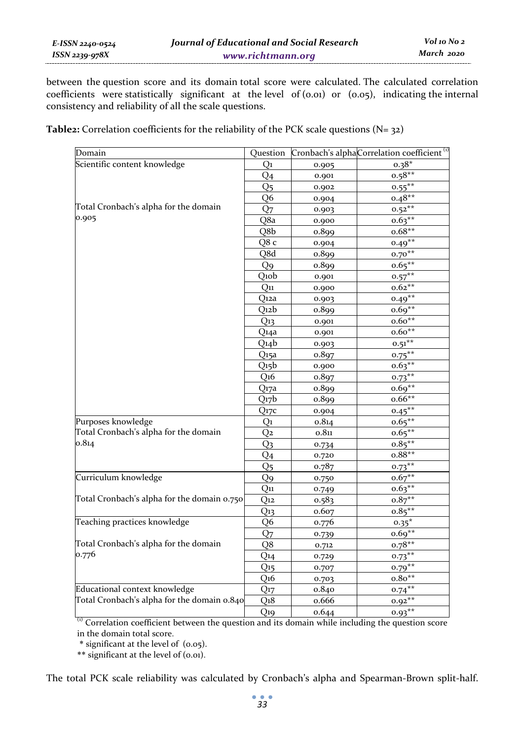between the question score and its domain total score were calculated. The calculated correlation coefficients were statistically significant at the level of (0.01) or (0.05), indicating the internal consistency and reliability of all the scale questions.

**Table2:** Correlation coefficients for the reliability of the PCK scale questions (N= 32)

| Domain | Question | Cronbach's alpha | Correlation coefficient [1] |
|---|---|---|---|
| Scientific content knowledge | Q1 | 0.905 | 0.38* |
| | Q4 | 0.901 | 0.58** |
| | Q5 | 0.902 | 0.55** |
| | Q6 | 0.904 | 0.48** |
| Total Cronbach's alpha for the domain 0.905 | Q7 | 0.903 | 0.52** |
| | Q8a | 0.900 | 0.63** |
| | Q8b | 0.899 | 0.68** |
| | Q8 c | 0.904 | 0.49** |
| | Q8d | 0.899 | 0.70** |
| | Q9 | 0.899 | 0.65** |
| | Q10b | 0.901 | 0.57** |
| | Q11 | 0.900 | 0.62** |
| | Q12a | 0.903 | 0.49** |
| | Q12b | 0.899 | 0.69** |
| | Q13 | 0.901 | 0.60** |
| | Q14a | 0.901 | 0.60** |
| | Q14b | 0.903 | 0.51** |
| | Q15a | 0.897 | 0.75** |
| | Q15b | 0.900 | 0.63** |
| | Q16 | 0.897 | 0.73** |
| | Q17a | 0.899 | 0.69** |
| | Q17b | 0.899 | 0.66** |
| | Q17c | 0.904 | 0.45** |
| Purposes knowledge | Q1 | 0.814 | 0.65** |
| Total Cronbach's alpha for the domain 0.814 | Q2 | 0.811 | 0.65** |
| | Q3 | 0.734 | 0.85** |
| | Q4 | 0.720 | 0.88** |
| | Q5 | 0.787 | 0.73** |
| Curriculum knowledge | Q9 | 0.750 | 0.67** |
| | Q11 | 0.749 | 0.63** |
| Total Cronbach's alpha for the domain 0.750 | Q12 | 0.583 | 0.87** |
| | Q13 | 0.607 | 0.85** |
| Teaching practices knowledge | Q6 | 0.776 | 0.35* |
| | Q7 | 0.739 | 0.69** |
| Total Cronbach's alpha for the domain 0.776 | Q8 | 0.712 | 0.78** |
| | Q14 | 0.729 | 0.73** |
| | Q15 | 0.707 | 0.79** |
| | Q16 | 0.703 | 0.80** |
| Educational context knowledge | Q17 | 0.840 | 0.74** |
| Total Cronbach's alpha for the domain 0.840 | Q18 | 0.666 | 0.92** |
| | Q19 | 0.644 | 0.93** |

[1] Correlation coefficient between the question and its domain while including the question score in the domain total score.

\* significant at the level of (0.05).

\*\* significant at the level of (0.01).

The total PCK scale reliability was calculated by Cronbach's alpha and Spearman-Brown split-half.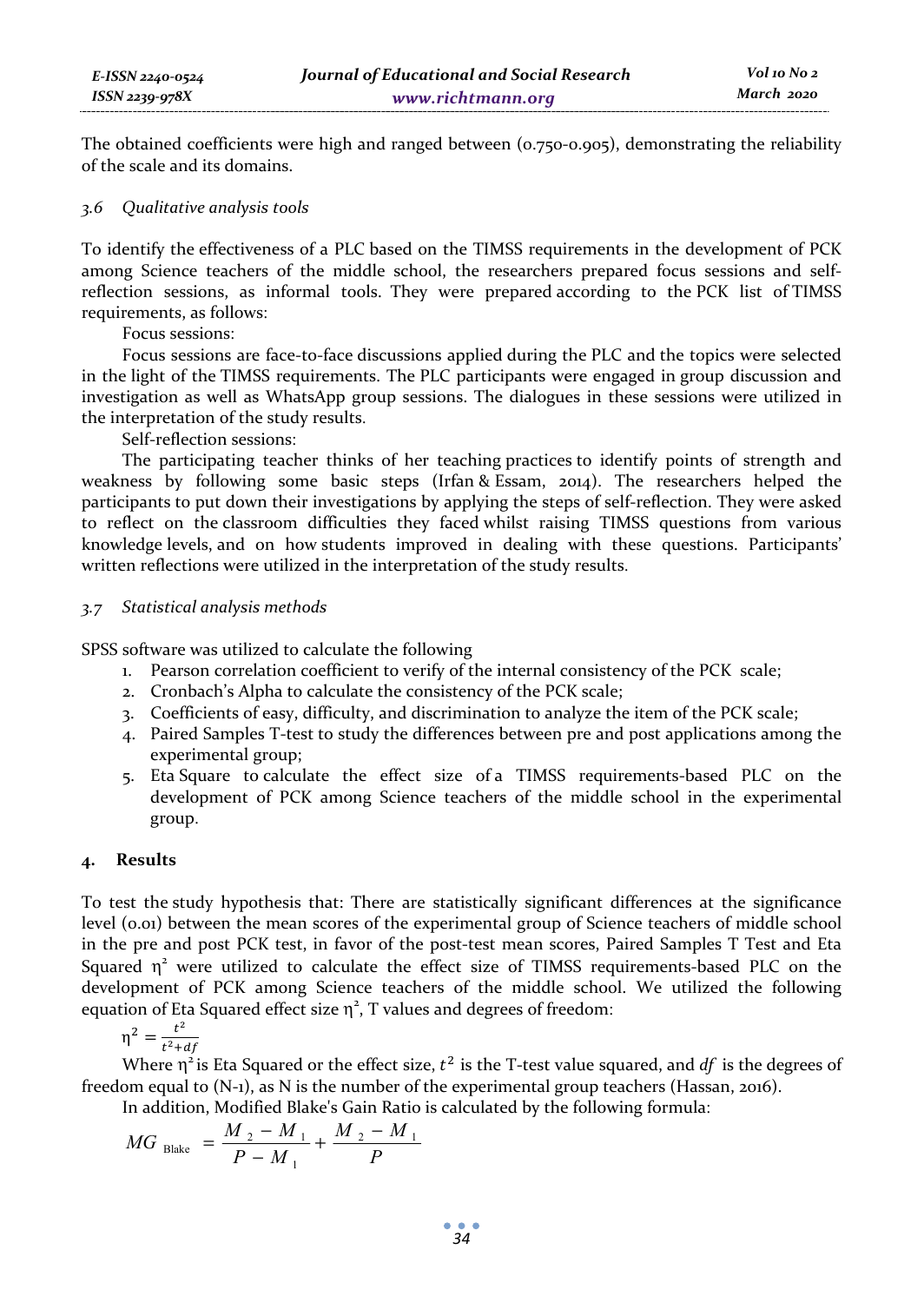The obtained coefficients were high and ranged between (0.750-0.905), demonstrating the reliability of the scale and its domains.

### *3.6 Qualitative analysis tools*

To identify the effectiveness of a PLC based on the TIMSS requirements in the development of PCK among Science teachers of the middle school, the researchers prepared focus sessions and self-reflection sessions, as informal tools. They were prepared according to the PCK list of TIMSS requirements, as follows:

Focus sessions:

Focus sessions are face-to-face discussions applied during the PLC and the topics were selected in the light of the TIMSS requirements. The PLC participants were engaged in group discussion and investigation as well as WhatsApp group sessions. The dialogues in these sessions were utilized in the interpretation of the study results.

Self-reflection sessions:

The participating teacher thinks of her teaching practices to identify points of strength and weakness by following some basic steps (Irfan & Essam, 2014). The researchers helped the participants to put down their investigations by applying the steps of self-reflection. They were asked to reflect on the classroom difficulties they faced whilst raising TIMSS questions from various knowledge levels, and on how students improved in dealing with these questions. Participants' written reflections were utilized in the interpretation of the study results.

### *3.7 Statistical analysis methods*

SPSS software was utilized to calculate the following

1. Pearson correlation coefficient to verify of the internal consistency of the PCK scale;
2. Cronbach's Alpha to calculate the consistency of the PCK scale;
3. Coefficients of easy, difficulty, and discrimination to analyze the item of the PCK scale;
4. Paired Samples T-test to study the differences between pre and post applications among the experimental group;
5. Eta Square to calculate the effect size of a TIMSS requirements-based PLC on the development of PCK among Science teachers of the middle school in the experimental group.

## 4. Results

To test the study hypothesis that: There are statistically significant differences at the significance level (0.01) between the mean scores of the experimental group of Science teachers of middle school in the pre and post PCK test, in favor of the post-test mean scores, Paired Samples T Test and Eta Squared $\eta^2$ were utilized to calculate the effect size of TIMSS requirements-based PLC on the development of PCK among Science teachers of the middle school. We utilized the following equation of Eta Squared effect size $\eta^2$, T values and degrees of freedom:

$$\eta^2 = \frac{t^2}{t^2 + df}$$

Where $\eta^2$ is Eta Squared or the effect size, $t^2$ is the T-test value squared, and $df$ is the degrees of freedom equal to (N-1), as N is the number of the experimental group teachers (Hassan, 2016).

In addition, Modified Blake's Gain Ratio is calculated by the following formula:

$$MG_{\text{Blake}} = \frac{M_2 - M_1}{P - M_1} + \frac{M_2 - M_1}{P}$$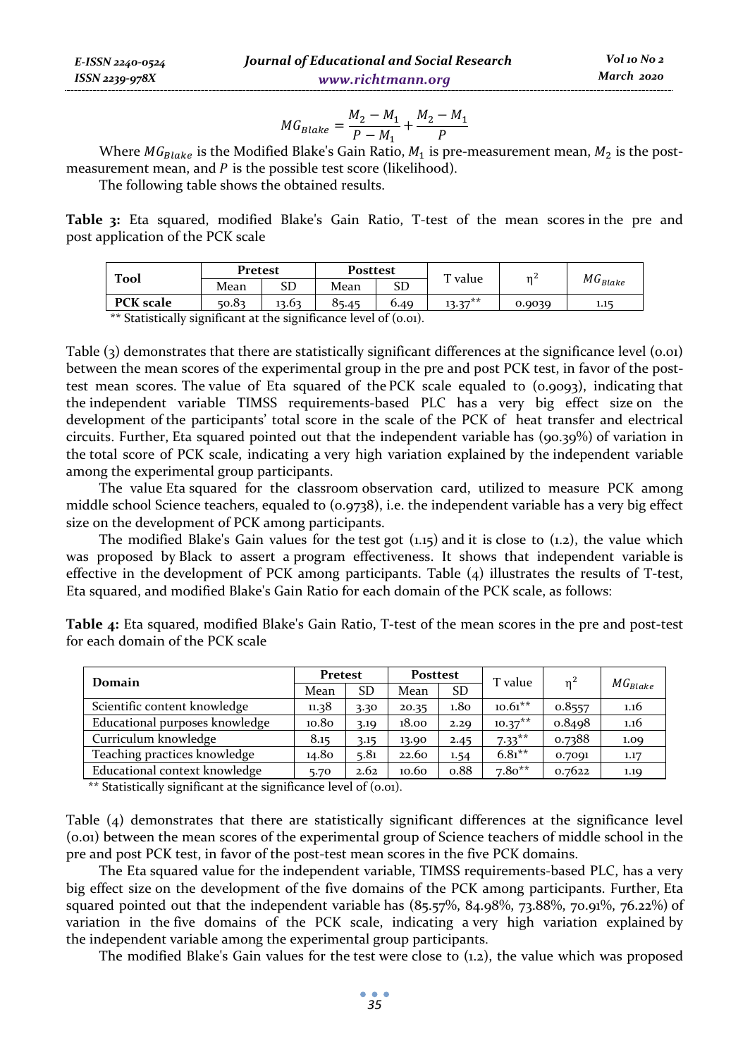$$MG_{Blake} = \frac{M_2 - M_1}{P - M_1} + \frac{M_2 - M_1}{P}$$

Where $MG_{Blake}$ is the Modified Blake's Gain Ratio, $M_1$ is pre-measurement mean, $M_2$ is the post-measurement mean, and $P$ is the possible test score (likelihood).

The following table shows the obtained results.

**Table 3:** Eta squared, modified Blake's Gain Ratio, T-test of the mean scores in the pre and post application of the PCK scale

| Tool | Pretest | | Posttest | | T value | $\eta^2$ | $MG_{Blake}$ |
|---|---|---|---|---|---|---|---|
| | Mean | SD | Mean | SD | | | |
| **PCK scale** | 50.83 | 13.63 | 85.45 | 6.49 | 13.37** | 0.9039 | 1.15 |

** Statistically significant at the significance level of (0.01).

Table (3) demonstrates that there are statistically significant differences at the significance level (0.01) between the mean scores of the experimental group in the pre and post PCK test, in favor of the post-test mean scores. The value of Eta squared of the PCK scale equaled to (0.9093), indicating that the independent variable TIMSS requirements-based PLC has a very big effect size on the development of the participants' total score in the scale of the PCK of heat transfer and electrical circuits. Further, Eta squared pointed out that the independent variable has (90.39%) of variation in the total score of PCK scale, indicating a very high variation explained by the independent variable among the experimental group participants.

The value Eta squared for the classroom observation card, utilized to measure PCK among middle school Science teachers, equaled to (0.9738), i.e. the independent variable has a very big effect size on the development of PCK among participants.

The modified Blake's Gain values for the test got (1.15) and it is close to (1.2), the value which was proposed by Black to assert a program effectiveness. It shows that independent variable is effective in the development of PCK among participants. Table (4) illustrates the results of T-test, Eta squared, and modified Blake's Gain Ratio for each domain of the PCK scale, as follows:

**Table 4:** Eta squared, modified Blake's Gain Ratio, T-test of the mean scores in the pre and post-test for each domain of the PCK scale

| Domain | Pretest | | Posttest | | T value | $\eta^2$ | $MG_{Blake}$ |
|---|---|---|---|---|---|---|---|
| | Mean | SD | Mean | SD | | | |
| Scientific content knowledge | 11.38 | 3.30 | 20.35 | 1.80 | 10.61** | 0.8557 | 1.16 |
| Educational purposes knowledge | 10.80 | 3.19 | 18.00 | 2.29 | 10.37** | 0.8498 | 1.16 |
| Curriculum knowledge | 8.15 | 3.15 | 13.90 | 2.45 | 7.33** | 0.7388 | 1.09 |
| Teaching practices knowledge | 14.80 | 5.81 | 22.60 | 1.54 | 6.81** | 0.7091 | 1.17 |
| Educational context knowledge | 5.70 | 2.62 | 10.60 | 0.88 | 7.80** | 0.7622 | 1.19 |

** Statistically significant at the significance level of (0.01).

Table (4) demonstrates that there are statistically significant differences at the significance level (0.01) between the mean scores of the experimental group of Science teachers of middle school in the pre and post PCK test, in favor of the post-test mean scores in the five PCK domains.

The Eta squared value for the independent variable, TIMSS requirements-based PLC, has a very big effect size on the development of the five domains of the PCK among participants. Further, Eta squared pointed out that the independent variable has (85.57%, 84.98%, 73.88%, 70.91%, 76.22%) of variation in the five domains of the PCK scale, indicating a very high variation explained by the independent variable among the experimental group participants.

The modified Blake's Gain values for the test were close to (1.2), the value which was proposed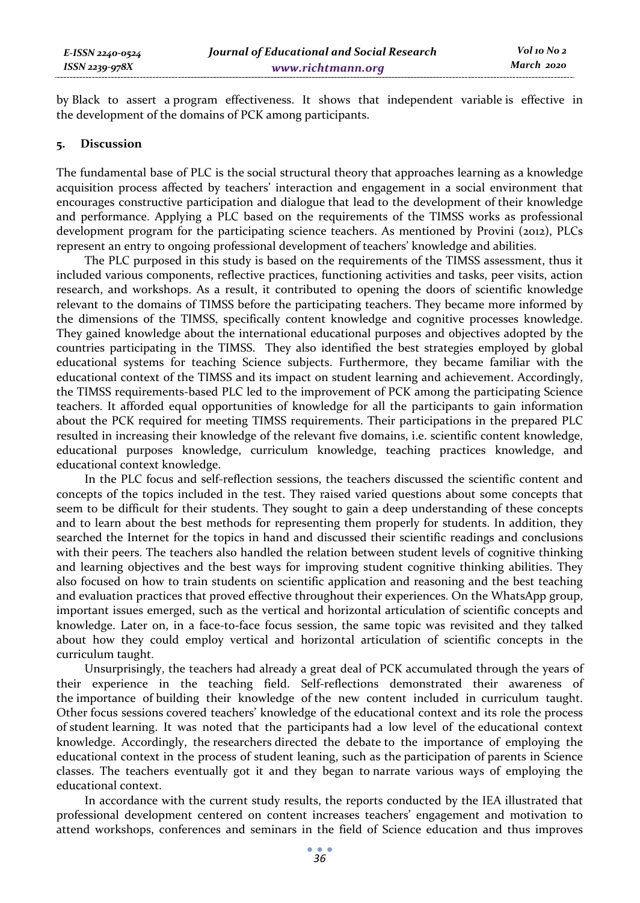by Black to assert a program effectiveness. It shows that independent variable is effective in the development of the domains of PCK among participants.

## 5. Discussion

The fundamental base of PLC is the social structural theory that approaches learning as a knowledge acquisition process affected by teachers' interaction and engagement in a social environment that encourages constructive participation and dialogue that lead to the development of their knowledge and performance. Applying a PLC based on the requirements of the TIMSS works as professional development program for the participating science teachers. As mentioned by Provini (2012), PLCs represent an entry to ongoing professional development of teachers' knowledge and abilities.

The PLC purposed in this study is based on the requirements of the TIMSS assessment, thus it included various components, reflective practices, functioning activities and tasks, peer visits, action research, and workshops. As a result, it contributed to opening the doors of scientific knowledge relevant to the domains of TIMSS before the participating teachers. They became more informed by the dimensions of the TIMSS, specifically content knowledge and cognitive processes knowledge. They gained knowledge about the international educational purposes and objectives adopted by the countries participating in the TIMSS. They also identified the best strategies employed by global educational systems for teaching Science subjects. Furthermore, they became familiar with the educational context of the TIMSS and its impact on student learning and achievement. Accordingly, the TIMSS requirements-based PLC led to the improvement of PCK among the participating Science teachers. It afforded equal opportunities of knowledge for all the participants to gain information about the PCK required for meeting TIMSS requirements. Their participations in the prepared PLC resulted in increasing their knowledge of the relevant five domains, i.e. scientific content knowledge, educational purposes knowledge, curriculum knowledge, teaching practices knowledge, and educational context knowledge.

In the PLC focus and self-reflection sessions, the teachers discussed the scientific content and concepts of the topics included in the test. They raised varied questions about some concepts that seem to be difficult for their students. They sought to gain a deep understanding of these concepts and to learn about the best methods for representing them properly for students. In addition, they searched the Internet for the topics in hand and discussed their scientific readings and conclusions with their peers. The teachers also handled the relation between student levels of cognitive thinking and learning objectives and the best ways for improving student cognitive thinking abilities. They also focused on how to train students on scientific application and reasoning and the best teaching and evaluation practices that proved effective throughout their experiences. On the WhatsApp group, important issues emerged, such as the vertical and horizontal articulation of scientific concepts and knowledge. Later on, in a face-to-face focus session, the same topic was revisited and they talked about how they could employ vertical and horizontal articulation of scientific concepts in the curriculum taught.

Unsurprisingly, the teachers had already a great deal of PCK accumulated through the years of their experience in the teaching field. Self-reflections demonstrated their awareness of the importance of building their knowledge of the new content included in curriculum taught. Other focus sessions covered teachers' knowledge of the educational context and its role the process of student learning. It was noted that the participants had a low level of the educational context knowledge. Accordingly, the researchers directed the debate to the importance of employing the educational context in the process of student leaning, such as the participation of parents in Science classes. The teachers eventually got it and they began to narrate various ways of employing the educational context.

In accordance with the current study results, the reports conducted by the IEA illustrated that professional development centered on content increases teachers' engagement and motivation to attend workshops, conferences and seminars in the field of Science education and thus improves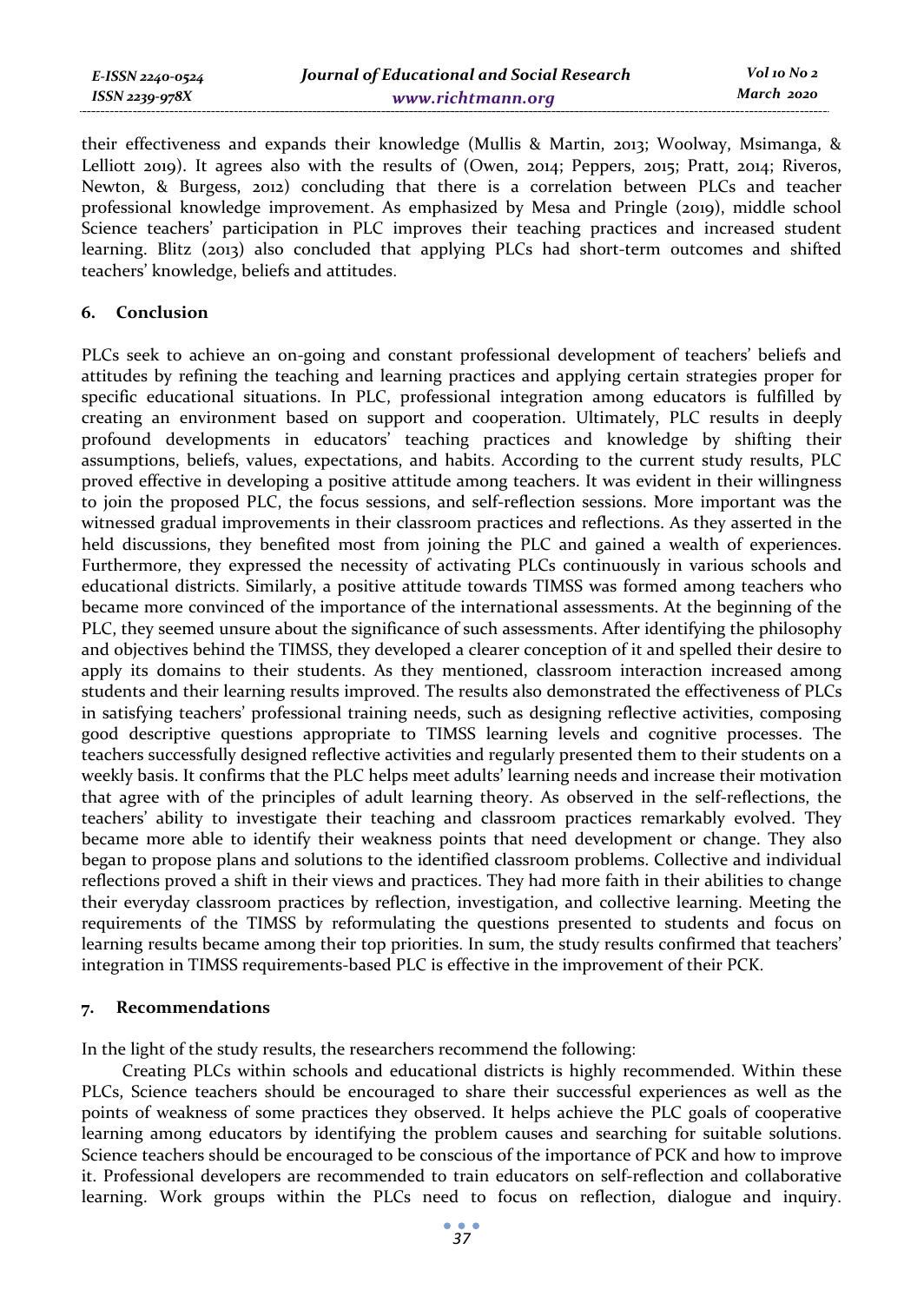their effectiveness and expands their knowledge (Mullis & Martin, 2013; Woolway, Msimanga, & Lelliott 2019). It agrees also with the results of (Owen, 2014; Peppers, 2015; Pratt, 2014; Riveros, Newton, & Burgess, 2012) concluding that there is a correlation between PLCs and teacher professional knowledge improvement. As emphasized by Mesa and Pringle (2019), middle school Science teachers' participation in PLC improves their teaching practices and increased student learning. Blitz (2013) also concluded that applying PLCs had short-term outcomes and shifted teachers' knowledge, beliefs and attitudes.

## 6. Conclusion

PLCs seek to achieve an on-going and constant professional development of teachers' beliefs and attitudes by refining the teaching and learning practices and applying certain strategies proper for specific educational situations. In PLC, professional integration among educators is fulfilled by creating an environment based on support and cooperation. Ultimately, PLC results in deeply profound developments in educators' teaching practices and knowledge by shifting their assumptions, beliefs, values, expectations, and habits. According to the current study results, PLC proved effective in developing a positive attitude among teachers. It was evident in their willingness to join the proposed PLC, the focus sessions, and self-reflection sessions. More important was the witnessed gradual improvements in their classroom practices and reflections. As they asserted in the held discussions, they benefited most from joining the PLC and gained a wealth of experiences. Furthermore, they expressed the necessity of activating PLCs continuously in various schools and educational districts. Similarly, a positive attitude towards TIMSS was formed among teachers who became more convinced of the importance of the international assessments. At the beginning of the PLC, they seemed unsure about the significance of such assessments. After identifying the philosophy and objectives behind the TIMSS, they developed a clearer conception of it and spelled their desire to apply its domains to their students. As they mentioned, classroom interaction increased among students and their learning results improved. The results also demonstrated the effectiveness of PLCs in satisfying teachers' professional training needs, such as designing reflective activities, composing good descriptive questions appropriate to TIMSS learning levels and cognitive processes. The teachers successfully designed reflective activities and regularly presented them to their students on a weekly basis. It confirms that the PLC helps meet adults' learning needs and increase their motivation that agree with of the principles of adult learning theory. As observed in the self-reflections, the teachers' ability to investigate their teaching and classroom practices remarkably evolved. They became more able to identify their weakness points that need development or change. They also began to propose plans and solutions to the identified classroom problems. Collective and individual reflections proved a shift in their views and practices. They had more faith in their abilities to change their everyday classroom practices by reflection, investigation, and collective learning. Meeting the requirements of the TIMSS by reformulating the questions presented to students and focus on learning results became among their top priorities. In sum, the study results confirmed that teachers' integration in TIMSS requirements-based PLC is effective in the improvement of their PCK.

## 7. Recommendations

In the light of the study results, the researchers recommend the following:

Creating PLCs within schools and educational districts is highly recommended. Within these PLCs, Science teachers should be encouraged to share their successful experiences as well as the points of weakness of some practices they observed. It helps achieve the PLC goals of cooperative learning among educators by identifying the problem causes and searching for suitable solutions. Science teachers should be encouraged to be conscious of the importance of PCK and how to improve it. Professional developers are recommended to train educators on self-reflection and collaborative learning. Work groups within the PLCs need to focus on reflection, dialogue and inquiry.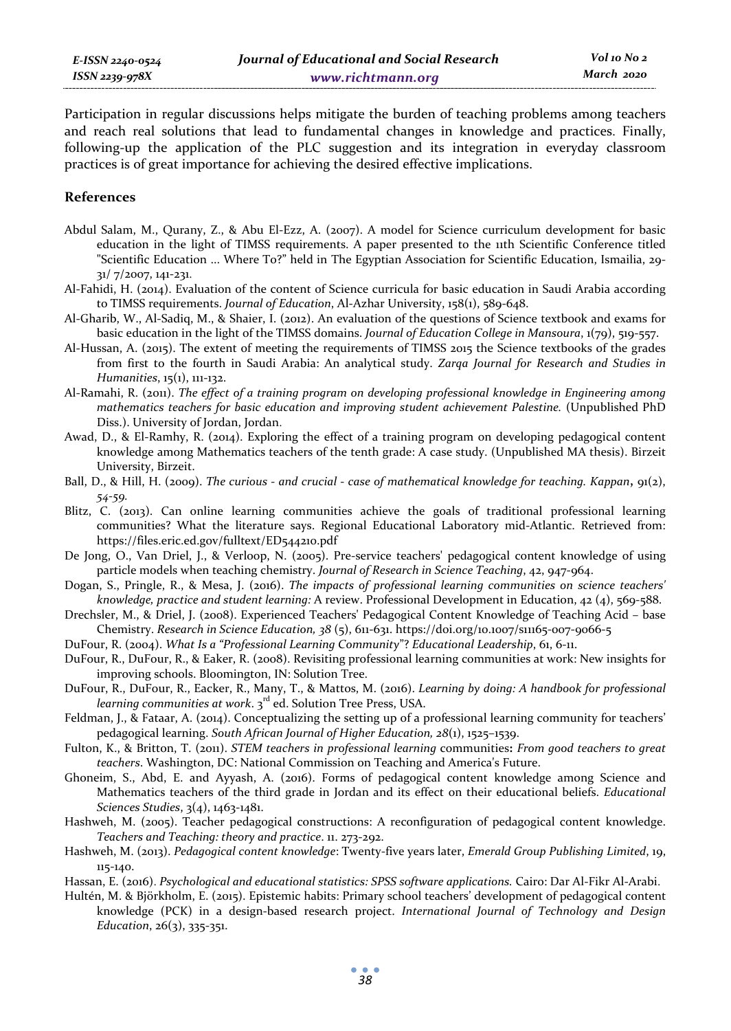Participation in regular discussions helps mitigate the burden of teaching problems among teachers and reach real solutions that lead to fundamental changes in knowledge and practices. Finally, following-up the application of the PLC suggestion and its integration in everyday classroom practices is of great importance for achieving the desired effective implications.

### References

Abdul Salam, M., Qurany, Z., & Abu El-Ezz, A. (2007). A model for Science curriculum development for basic education in the light of TIMSS requirements. A paper presented to the 11th Scientific Conference titled "Scientific Education ... Where To?" held in The Egyptian Association for Scientific Education, Ismailia, 29-31/ 7/2007, 141-231.

Al-Fahidi, H. (2014). Evaluation of the content of Science curricula for basic education in Saudi Arabia according to TIMSS requirements. *Journal of Education*, Al-Azhar University, 158(1), 589-648.

Al-Gharib, W., Al-Sadiq, M., & Shaier, I. (2012). An evaluation of the questions of Science textbook and exams for basic education in the light of the TIMSS domains. *Journal of Education College in Mansoura*, 1(79), 519-557.

Al-Hussan, A. (2015). The extent of meeting the requirements of TIMSS 2015 the Science textbooks of the grades from first to the fourth in Saudi Arabia: An analytical study. *Zarqa Journal for Research and Studies in Humanities*, 15(1), 111-132.

Al-Ramahi, R. (2011). *The effect of a training program on developing professional knowledge in Engineering among mathematics teachers for basic education and improving student achievement Palestine.* (Unpublished PhD Diss.). University of Jordan, Jordan.

Awad, D., & El-Ramhy, R. (2014). Exploring the effect of a training program on developing pedagogical content knowledge among Mathematics teachers of the tenth grade: A case study. (Unpublished MA thesis). Birzeit University, Birzeit.

Ball, D., & Hill, H. (2009). *The curious - and crucial - case of mathematical knowledge for teaching. Kappan*, 91(2), *54-59.*

Blitz, C. (2013). Can online learning communities achieve the goals of traditional professional learning communities? What the literature says. Regional Educational Laboratory mid-Atlantic. Retrieved from: https://files.eric.ed.gov/fulltext/ED544210.pdf

De Jong, O., Van Driel, J., & Verloop, N. (2005). Pre-service teachers' pedagogical content knowledge of using particle models when teaching chemistry. *Journal of Research in Science Teaching*, 42, 947-964.

Dogan, S., Pringle, R., & Mesa, J. (2016). *The impacts of professional learning communities on science teachers' knowledge, practice and student learning:* A review. Professional Development in Education, 42 (4), 569-588.

Drechsler, M., & Driel, J. (2008). Experienced Teachers' Pedagogical Content Knowledge of Teaching Acid – base Chemistry. *Research in Science Education, 38* (5), 611-631. https://doi.org/10.1007/s11165-007-9066-5

DuFour, R. (2004). *What Is a "Professional Learning Community*"? *Educational Leadership*, 61, 6-11.

DuFour, R., DuFour, R., & Eaker, R. (2008). Revisiting professional learning communities at work: New insights for improving schools. Bloomington, IN: Solution Tree.

DuFour, R., DuFour, R., Eacker, R., Many, T., & Mattos, M. (2016). *Learning by doing: A handbook for professional learning communities at work*. 3rd ed. Solution Tree Press, USA.

Feldman, J., & Fataar, A. (2014). Conceptualizing the setting up of a professional learning community for teachers' pedagogical learning. *South African Journal of Higher Education, 28*(1), 1525–1539.

Fulton, K., & Britton, T. (2011). *STEM teachers in professional learning* communities**:** *From good teachers to great teachers*. Washington, DC: National Commission on Teaching and America's Future.

Ghoneim, S., Abd, E. and Ayyash, A. (2016). Forms of pedagogical content knowledge among Science and Mathematics teachers of the third grade in Jordan and its effect on their educational beliefs. *Educational Sciences Studies*, 3(4), 1463-1481.

Hashweh, M. (2005). Teacher pedagogical constructions: A reconfiguration of pedagogical content knowledge. *Teachers and Teaching: theory and practice*. 11. 273-292.

Hashweh, M. (2013). *Pedagogical content knowledge*: Twenty-five years later, *Emerald Group Publishing Limited*, 19, 115-140.

Hassan, E. (2016). *Psychological and educational statistics: SPSS software applications.* Cairo: Dar Al-Fikr Al-Arabi.

Hultén, M. & Björkholm, E. (2015). Epistemic habits: Primary school teachers' development of pedagogical content knowledge (PCK) in a design-based research project. *International Journal of Technology and Design Education*, 26(3), 335-351.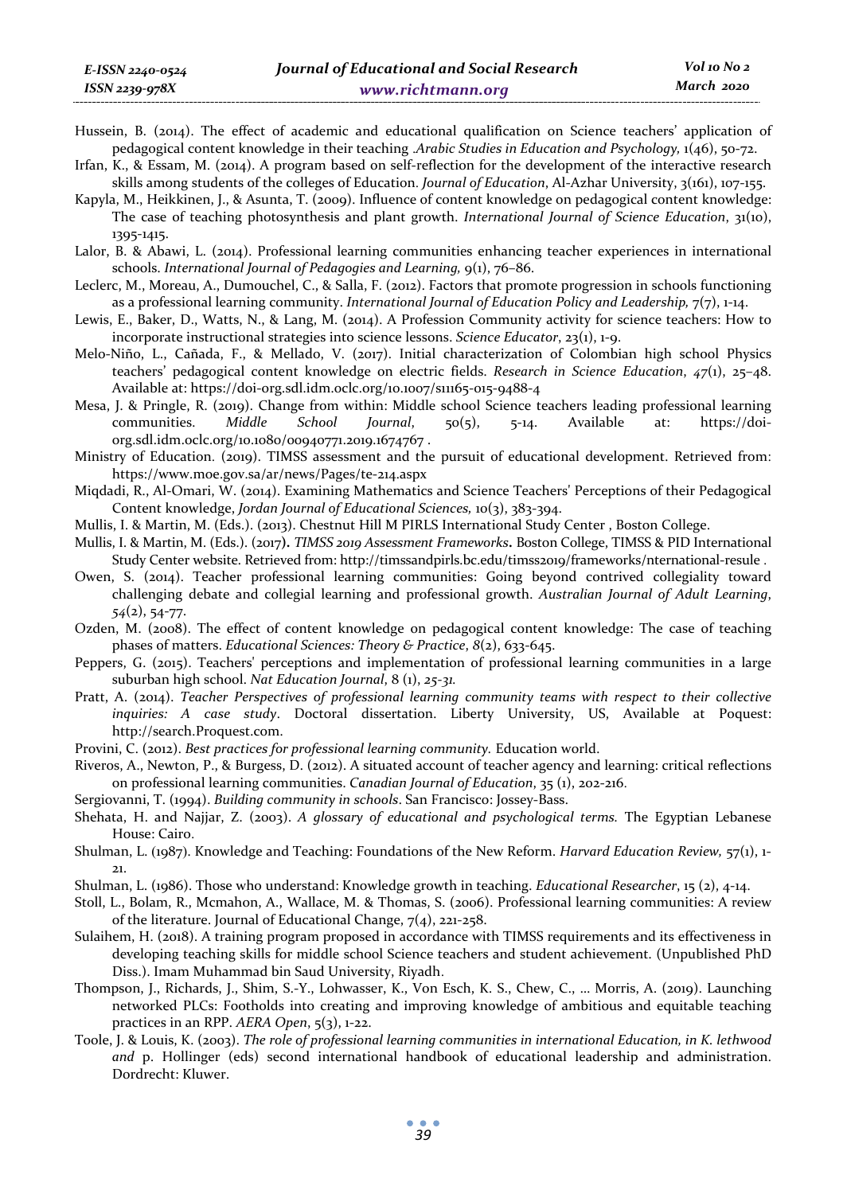Hussein, B. (2014). The effect of academic and educational qualification on Science teachers' application of pedagogical content knowledge in their teaching .*Arabic Studies in Education and Psychology,* 1(46), 50-72.

Irfan, K., & Essam, M. (2014). A program based on self-reflection for the development of the interactive research skills among students of the colleges of Education. *Journal of Education*, Al-Azhar University, 3(161), 107-155.

Kapyla, M., Heikkinen, J., & Asunta, T. (2009). Influence of content knowledge on pedagogical content knowledge: The case of teaching photosynthesis and plant growth. *International Journal of Science Education*, 31(10), 1395-1415.

Lalor, B. & Abawi, L. (2014). Professional learning communities enhancing teacher experiences in international schools. *International Journal of Pedagogies and Learning,* 9(1), 76–86.

Leclerc, M., Moreau, A., Dumouchel, C., & Salla, F. (2012). Factors that promote progression in schools functioning as a professional learning community. *International Journal of Education Policy and Leadership,* 7(7), 1-14.

Lewis, E., Baker, D., Watts, N., & Lang, M. (2014). A Profession Community activity for science teachers: How to incorporate instructional strategies into science lessons. *Science Educator*, 23(1), 1-9.

Melo-Niño, L., Cañada, F., & Mellado, V. (2017). Initial characterization of Colombian high school Physics teachers' pedagogical content knowledge on electric fields. *Research in Science Education*, *47*(1), 25–48. Available at: https://doi-org.sdl.idm.oclc.org/10.1007/s11165-015-9488-4

Mesa, J. & Pringle, R. (2019). Change from within: Middle school Science teachers leading professional learning communities. *Middle School Journal*, 50(5), 5-14. Available at: https://doi-org.sdl.idm.oclc.org/10.1080/00940771.2019.1674767 .

Ministry of Education. (2019). TIMSS assessment and the pursuit of educational development. Retrieved from: https://www.moe.gov.sa/ar/news/Pages/te-214.aspx

Miqdadi, R., Al-Omari, W. (2014). Examining Mathematics and Science Teachers' Perceptions of their Pedagogical Content knowledge, *Jordan Journal of Educational Sciences,* 10(3), 383-394.

Mullis, I. & Martin, M. (Eds.). (2013). Chestnut Hill M PIRLS International Study Center , Boston College.

Mullis, I. & Martin, M. (Eds.). (2017**).** *TIMSS 2019 Assessment Frameworks***.** Boston College, TIMSS & PID International Study Center website. Retrieved from: http://timssandpirls.bc.edu/timss2019/frameworks/nternational-resule .

Owen, S. (2014). Teacher professional learning communities: Going beyond contrived collegiality toward challenging debate and collegial learning and professional growth. *Australian Journal of Adult Learning*, *54*(2), 54-77.

Ozden, M. (2008). The effect of content knowledge on pedagogical content knowledge: The case of teaching phases of matters. *Educational Sciences: Theory & Practice*, *8*(2), 633-645.

Peppers, G. (2015). Teachers' perceptions and implementation of professional learning communities in a large suburban high school. *Nat Education Journal*, 8 (1), *25-31.*

Pratt, A. (2014). *Teacher Perspectives of professional learning community teams with respect to their collective inquiries: A case study*. Doctoral dissertation. Liberty University, US, Available at Poquest: http://search.Proquest.com.

Provini, C. (2012). *Best practices for professional learning community.* Education world.

Riveros, A., Newton, P., & Burgess, D. (2012). A situated account of teacher agency and learning: critical reflections on professional learning communities. *Canadian Journal of Education*, 35 (1), 202-216.

Sergiovanni, T. (1994). *Building community in schools*. San Francisco: Jossey-Bass.

Shehata, H. and Najjar, Z. (2003). *A glossary of educational and psychological terms.* The Egyptian Lebanese House: Cairo.

Shulman, L. (1987). Knowledge and Teaching: Foundations of the New Reform. *Harvard Education Review,* 57(1), 1-21.

Shulman, L. (1986). Those who understand: Knowledge growth in teaching. *Educational Researcher*, 15 (2), 4-14.

Stoll, L., Bolam, R., Mcmahon, A., Wallace, M. & Thomas, S. (2006). Professional learning communities: A review of the literature. Journal of Educational Change, 7(4), 221-258.

Sulaihem, H. (2018). A training program proposed in accordance with TIMSS requirements and its effectiveness in developing teaching skills for middle school Science teachers and student achievement. (Unpublished PhD Diss.). Imam Muhammad bin Saud University, Riyadh.

Thompson, J., Richards, J., Shim, S.-Y., Lohwasser, K., Von Esch, K. S., Chew, C., … Morris, A. (2019). Launching networked PLCs: Footholds into creating and improving knowledge of ambitious and equitable teaching practices in an RPP. *AERA Open*, 5(3), 1-22.

Toole, J. & Louis, K. (2003). *The role of professional learning communities in international Education, in K. lethwood and* p. Hollinger (eds) second international handbook of educational leadership and administration. Dordrecht: Kluwer.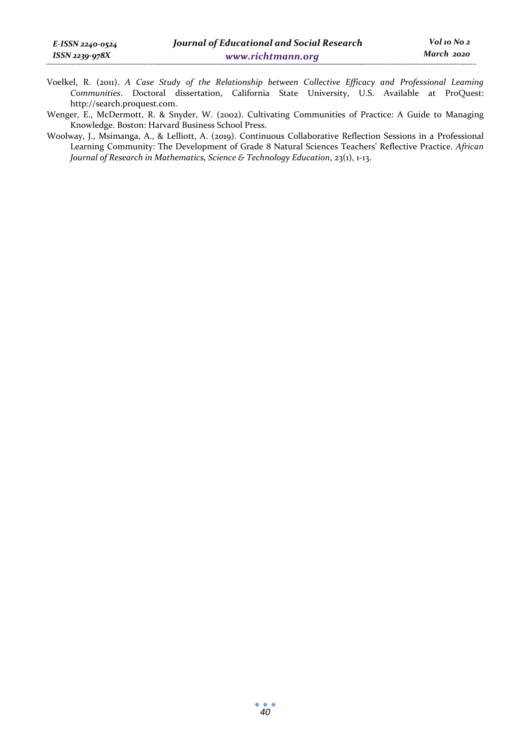Voelkel, R. (2011). *A Case Study of the Relationship between Collective Efficacy and Professional Learning Communities*. Doctoral dissertation, California State University, U.S. Available at ProQuest: http://search.proquest.com.

Wenger, E., McDermott, R. & Snyder, W. (2002). Cultivating Communities of Practice: A Guide to Managing Knowledge. Boston: Harvard Business School Press.

Woolway, J., Msimanga, A., & Lelliott, A. (2019). Continuous Collaborative Reflection Sessions in a Professional Learning Community: The Development of Grade 8 Natural Sciences Teachers' Reflective Practice. *African Journal of Research in Mathematics, Science & Technology Education*, 23(1), 1-13.